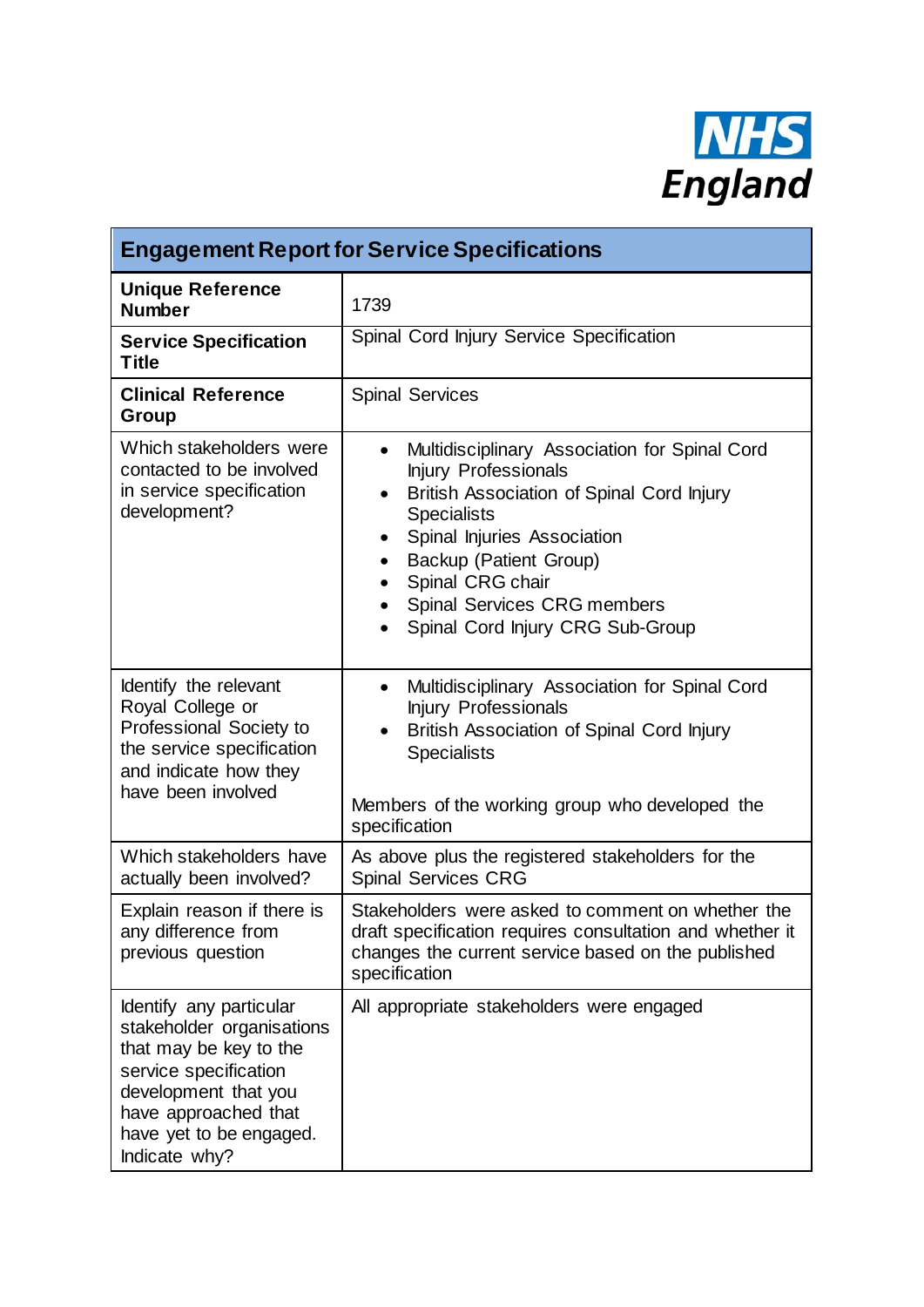NHS England

| Engagement Report for Service Specifications | |
|---|---|
| **Unique Reference Number** | 1739 |
| **Service Specification Title** | Spinal Cord Injury Service Specification |
| **Clinical Reference Group** | Spinal Services |
| Which stakeholders were contacted to be involved in service specification development? | • Multidisciplinary Association for Spinal Cord Injury Professionals<br>• British Association of Spinal Cord Injury Specialists<br>• Spinal Injuries Association<br>• Backup (Patient Group)<br>• Spinal CRG chair<br>• Spinal Services CRG members<br>• Spinal Cord Injury CRG Sub-Group |
| Identify the relevant Royal College or Professional Society to the service specification and indicate how they have been involved | • Multidisciplinary Association for Spinal Cord Injury Professionals<br>• British Association of Spinal Cord Injury Specialists<br><br>Members of the working group who developed the specification |
| Which stakeholders have actually been involved? | As above plus the registered stakeholders for the Spinal Services CRG |
| Explain reason if there is any difference from previous question | Stakeholders were asked to comment on whether the draft specification requires consultation and whether it changes the current service based on the published specification |
| Identify any particular stakeholder organisations that may be key to the service specification development that you have approached that have yet to be engaged. Indicate why? | All appropriate stakeholders were engaged |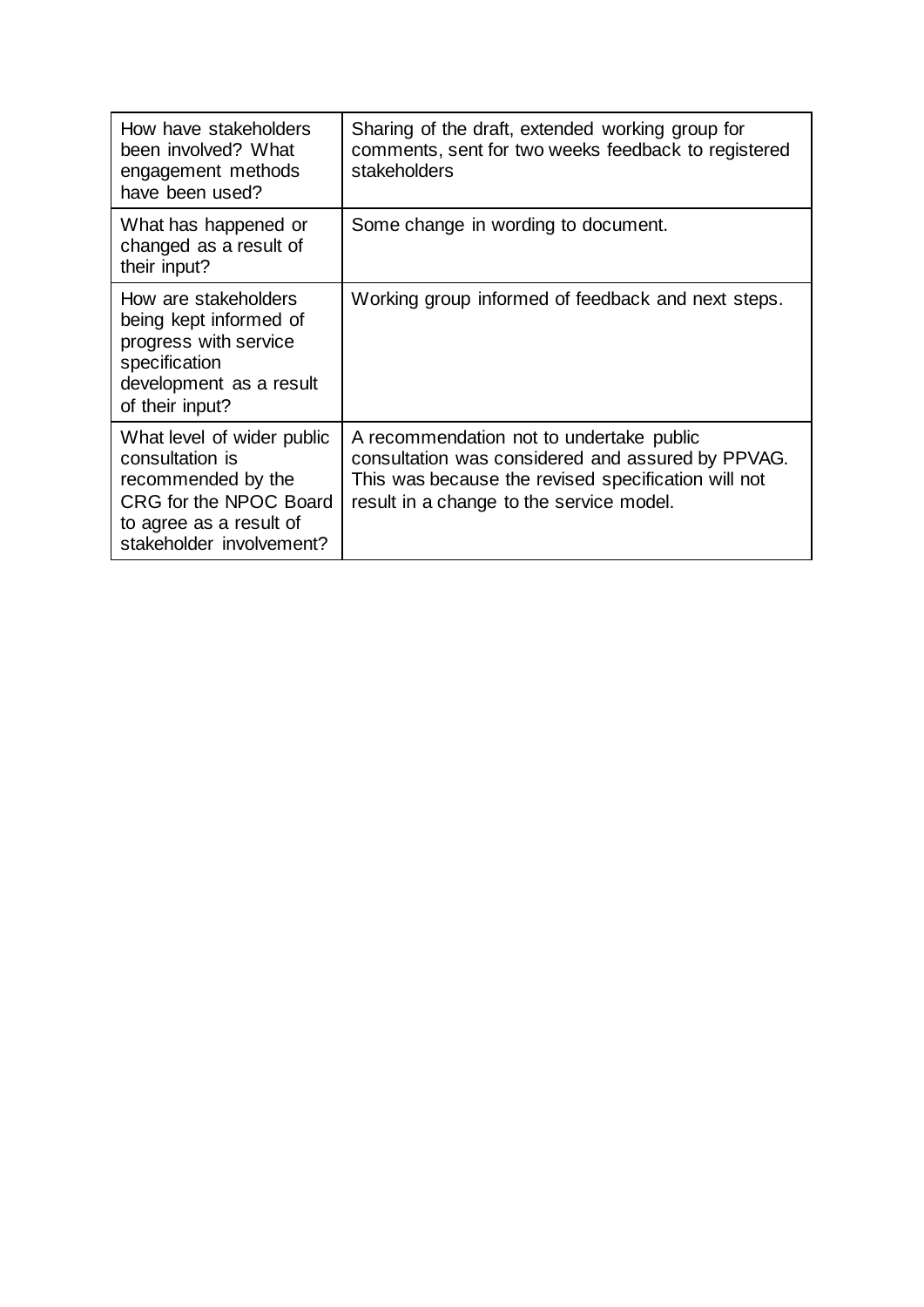| | |
|---|---|
| How have stakeholders been involved? What engagement methods have been used? | Sharing of the draft, extended working group for comments, sent for two weeks feedback to registered stakeholders |
| What has happened or changed as a result of their input? | Some change in wording to document. |
| How are stakeholders being kept informed of progress with service specification development as a result of their input? | Working group informed of feedback and next steps. |
| What level of wider public consultation is recommended by the CRG for the NPOC Board to agree as a result of stakeholder involvement? | A recommendation not to undertake public consultation was considered and assured by PPVAG. This was because the revised specification will not result in a change to the service model. |